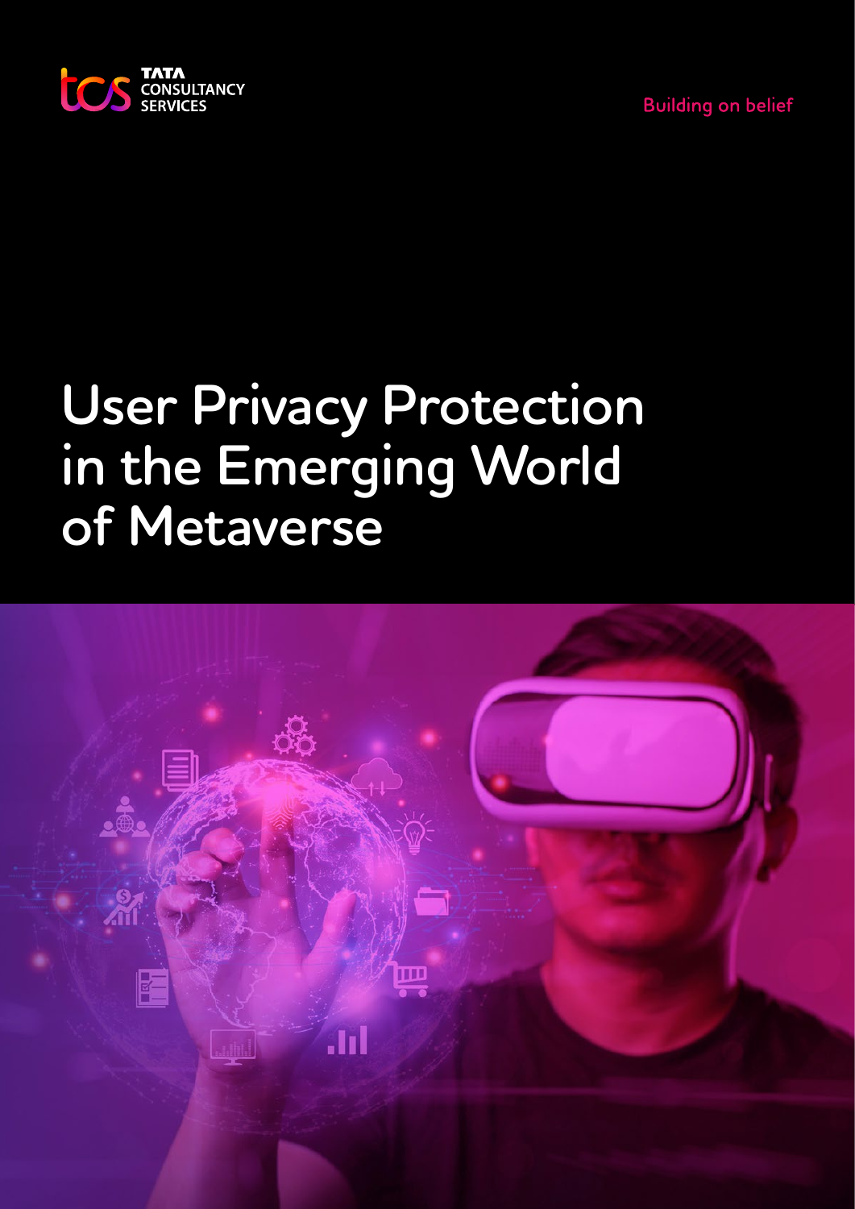TATA CONSULTANCY SERVICES

Building on belief

# User Privacy Protection in the Emerging World of Metaverse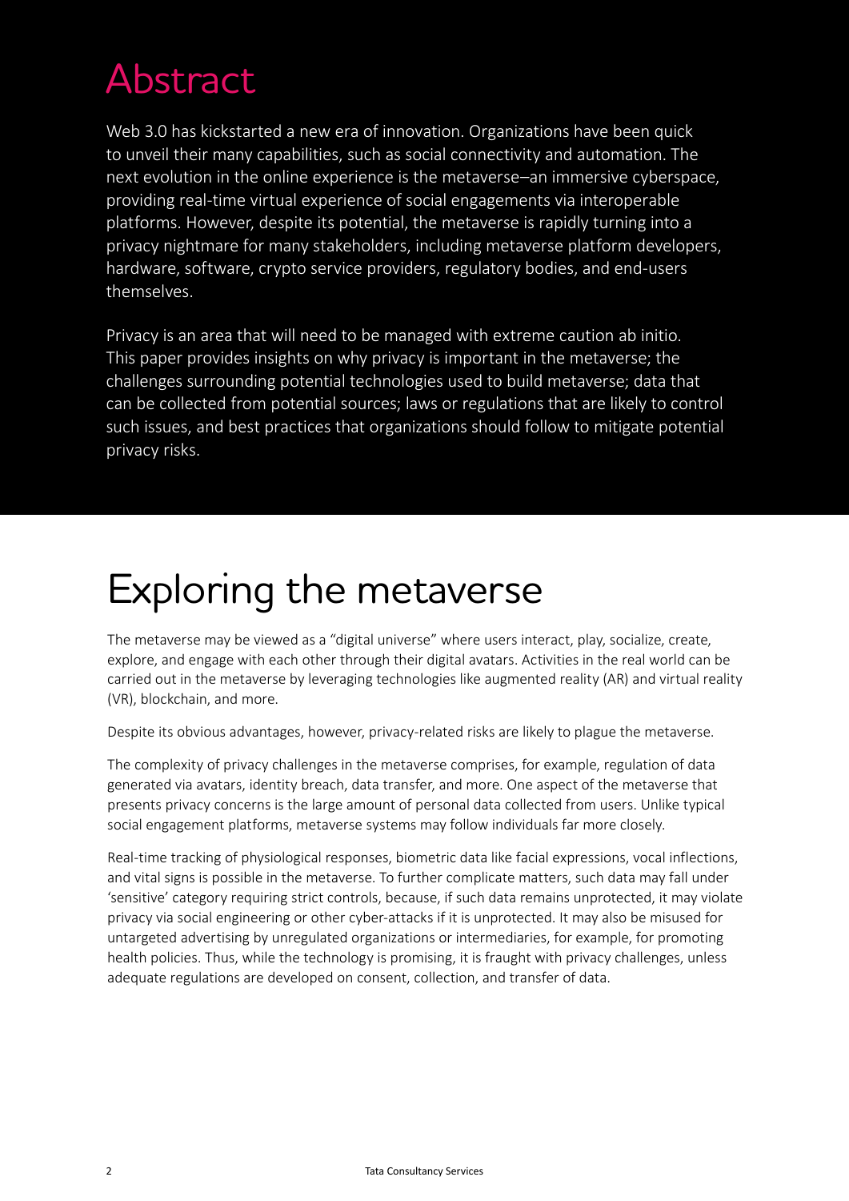# Abstract

Web 3.0 has kickstarted a new era of innovation. Organizations have been quick to unveil their many capabilities, such as social connectivity and automation. The next evolution in the online experience is the metaverse–an immersive cyberspace, providing real-time virtual experience of social engagements via interoperable platforms. However, despite its potential, the metaverse is rapidly turning into a privacy nightmare for many stakeholders, including metaverse platform developers, hardware, software, crypto service providers, regulatory bodies, and end-users themselves.

Privacy is an area that will need to be managed with extreme caution ab initio. This paper provides insights on why privacy is important in the metaverse; the challenges surrounding potential technologies used to build metaverse; data that can be collected from potential sources; laws or regulations that are likely to control such issues, and best practices that organizations should follow to mitigate potential privacy risks.

# Exploring the metaverse

The metaverse may be viewed as a "digital universe" where users interact, play, socialize, create, explore, and engage with each other through their digital avatars. Activities in the real world can be carried out in the metaverse by leveraging technologies like augmented reality (AR) and virtual reality (VR), blockchain, and more.

Despite its obvious advantages, however, privacy-related risks are likely to plague the metaverse.

The complexity of privacy challenges in the metaverse comprises, for example, regulation of data generated via avatars, identity breach, data transfer, and more. One aspect of the metaverse that presents privacy concerns is the large amount of personal data collected from users. Unlike typical social engagement platforms, metaverse systems may follow individuals far more closely.

Real-time tracking of physiological responses, biometric data like facial expressions, vocal inflections, and vital signs is possible in the metaverse. To further complicate matters, such data may fall under 'sensitive' category requiring strict controls, because, if such data remains unprotected, it may violate privacy via social engineering or other cyber-attacks if it is unprotected. It may also be misused for untargeted advertising by unregulated organizations or intermediaries, for example, for promoting health policies. Thus, while the technology is promising, it is fraught with privacy challenges, unless adequate regulations are developed on consent, collection, and transfer of data.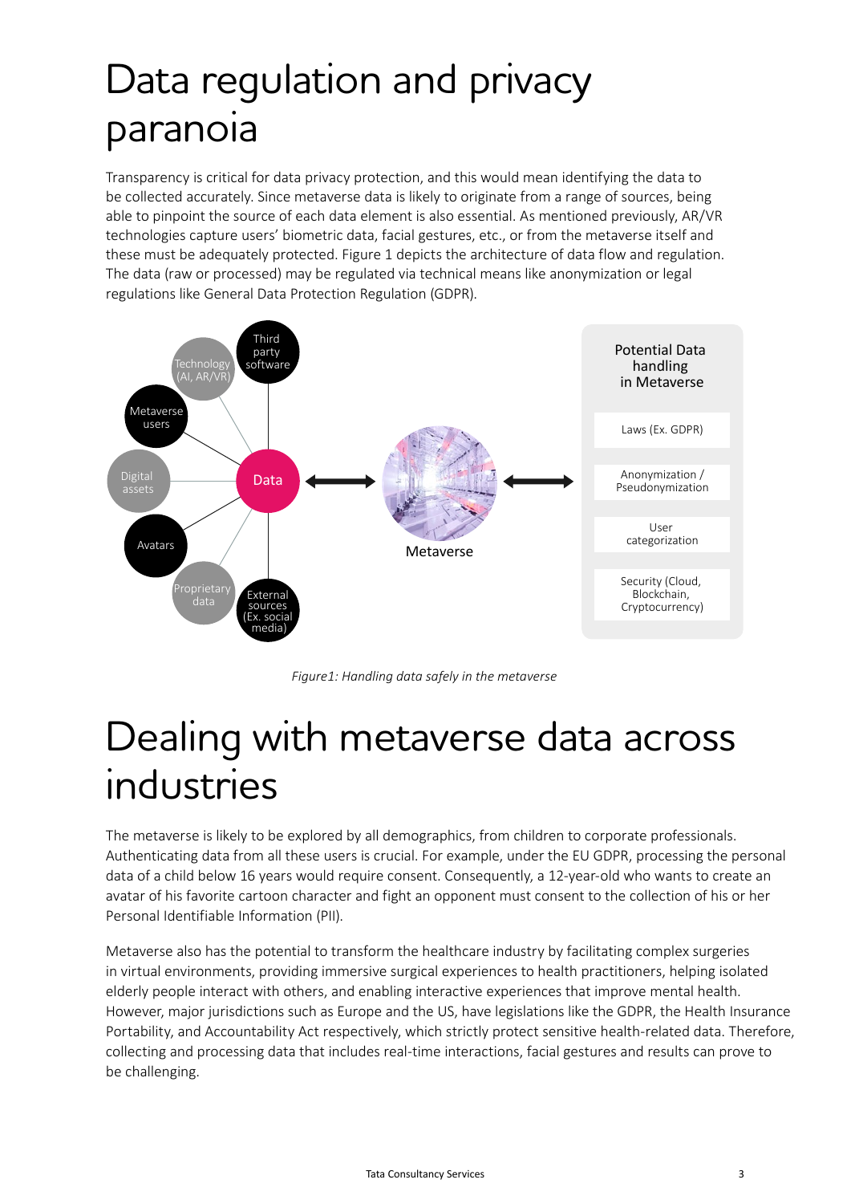# Data regulation and privacy paranoia

Transparency is critical for data privacy protection, and this would mean identifying the data to be collected accurately. Since metaverse data is likely to originate from a range of sources, being able to pinpoint the source of each data element is also essential. As mentioned previously, AR/VR technologies capture users' biometric data, facial gestures, etc., or from the metaverse itself and these must be adequately protected. Figure 1 depicts the architecture of data flow and regulation. The data (raw or processed) may be regulated via technical means like anonymization or legal regulations like General Data Protection Regulation (GDPR).

Third party software

Technology (AI, AR/VR)

Metaverse users

Digital assets

Data

Avatars

Proprietary data

External sources (Ex. social media)

Metaverse

Potential Data handling in Metaverse

- Laws (Ex. GDPR)
- Anonymization / Pseudonymization
- User categorization
- Security (Cloud, Blockchain, Cryptocurrency)

*Figure1: Handling data safely in the metaverse*

# Dealing with metaverse data across industries

The metaverse is likely to be explored by all demographics, from children to corporate professionals. Authenticating data from all these users is crucial. For example, under the EU GDPR, processing the personal data of a child below 16 years would require consent. Consequently, a 12-year-old who wants to create an avatar of his favorite cartoon character and fight an opponent must consent to the collection of his or her Personal Identifiable Information (PII).

Metaverse also has the potential to transform the healthcare industry by facilitating complex surgeries in virtual environments, providing immersive surgical experiences to health practitioners, helping isolated elderly people interact with others, and enabling interactive experiences that improve mental health. However, major jurisdictions such as Europe and the US, have legislations like the GDPR, the Health Insurance Portability, and Accountability Act respectively, which strictly protect sensitive health-related data. Therefore, collecting and processing data that includes real-time interactions, facial gestures and results can prove to be challenging.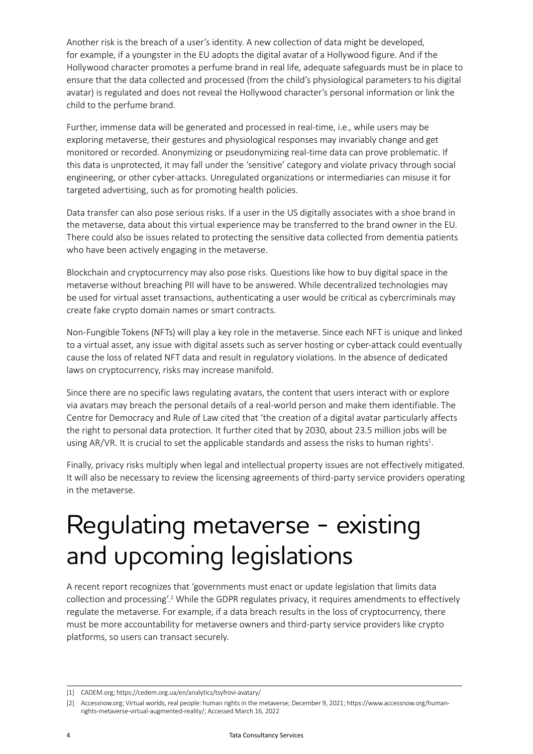Another risk is the breach of a user's identity. A new collection of data might be developed, for example, if a youngster in the EU adopts the digital avatar of a Hollywood figure. And if the Hollywood character promotes a perfume brand in real life, adequate safeguards must be in place to ensure that the data collected and processed (from the child's physiological parameters to his digital avatar) is regulated and does not reveal the Hollywood character's personal information or link the child to the perfume brand.

Further, immense data will be generated and processed in real-time, i.e., while users may be exploring metaverse, their gestures and physiological responses may invariably change and get monitored or recorded. Anonymizing or pseudonymizing real-time data can prove problematic. If this data is unprotected, it may fall under the 'sensitive' category and violate privacy through social engineering, or other cyber-attacks. Unregulated organizations or intermediaries can misuse it for targeted advertising, such as for promoting health policies.

Data transfer can also pose serious risks. If a user in the US digitally associates with a shoe brand in the metaverse, data about this virtual experience may be transferred to the brand owner in the EU. There could also be issues related to protecting the sensitive data collected from dementia patients who have been actively engaging in the metaverse.

Blockchain and cryptocurrency may also pose risks. Questions like how to buy digital space in the metaverse without breaching PII will have to be answered. While decentralized technologies may be used for virtual asset transactions, authenticating a user would be critical as cybercriminals may create fake crypto domain names or smart contracts.

Non-Fungible Tokens (NFTs) will play a key role in the metaverse. Since each NFT is unique and linked to a virtual asset, any issue with digital assets such as server hosting or cyber-attack could eventually cause the loss of related NFT data and result in regulatory violations. In the absence of dedicated laws on cryptocurrency, risks may increase manifold.

Since there are no specific laws regulating avatars, the content that users interact with or explore via avatars may breach the personal details of a real-world person and make them identifiable. The Centre for Democracy and Rule of Law cited that 'the creation of a digital avatar particularly affects the right to personal data protection. It further cited that by 2030, about 23.5 million jobs will be using AR/VR. It is crucial to set the applicable standards and assess the risks to human rights[1].

Finally, privacy risks multiply when legal and intellectual property issues are not effectively mitigated. It will also be necessary to review the licensing agreements of third-party service providers operating in the metaverse.

# Regulating metaverse - existing and upcoming legislations

A recent report recognizes that 'governments must enact or update legislation that limits data collection and processing'.[2] While the GDPR regulates privacy, it requires amendments to effectively regulate the metaverse. For example, if a data breach results in the loss of cryptocurrency, there must be more accountability for metaverse owners and third-party service providers like crypto platforms, so users can transact securely.

---

[1] CADEM.org; https://cedem.org.ua/en/analytics/tsyfrovi-avatary/

[2] Accessnow.org; Virtual worlds, real people: human rights in the metaverse; December 9, 2021; https://www.accessnow.org/human-rights-metaverse-virtual-augmented-reality/; Accessed March 16, 2022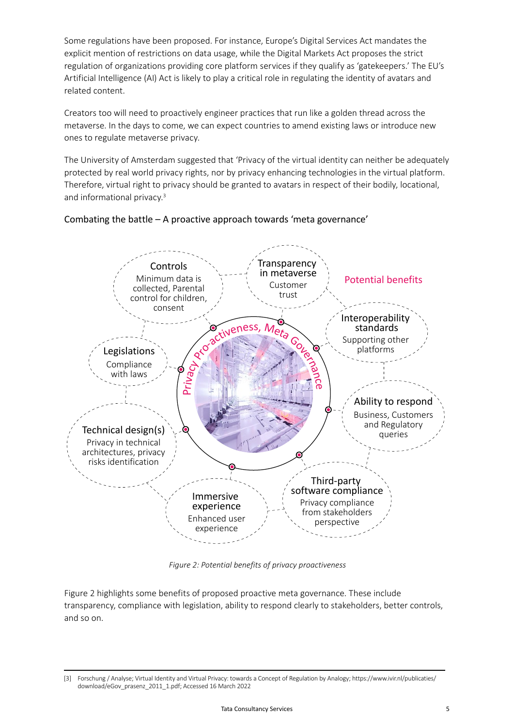Some regulations have been proposed. For instance, Europe's Digital Services Act mandates the explicit mention of restrictions on data usage, while the Digital Markets Act proposes the strict regulation of organizations providing core platform services if they qualify as 'gatekeepers.' The EU's Artificial Intelligence (AI) Act is likely to play a critical role in regulating the identity of avatars and related content.

Creators too will need to proactively engineer practices that run like a golden thread across the metaverse. In the days to come, we can expect countries to amend existing laws or introduce new ones to regulate metaverse privacy.

The University of Amsterdam suggested that 'Privacy of the virtual identity can neither be adequately protected by real world privacy rights, nor by privacy enhancing technologies in the virtual platform. Therefore, virtual right to privacy should be granted to avatars in respect of their bodily, locational, and informational privacy.[3]

## Combating the battle – A proactive approach towards 'meta governance'

Potential benefits

Privacy Pro-activeness, Meta Governance

**Controls**
Minimum data is collected, Parental control for children, consent

**Transparency in metaverse**
Customer trust

**Interoperability standards**
Supporting other platforms

**Ability to respond**
Business, Customers and Regulatory queries

**Third-party software compliance**
Privacy compliance from stakeholders perspective

**Immersive experience**
Enhanced user experience

**Technical design(s)**
Privacy in technical architectures, privacy risks identification

**Legislations**
Compliance with laws

*Figure 2: Potential benefits of privacy proactiveness*

Figure 2 highlights some benefits of proposed proactive meta governance. These include transparency, compliance with legislation, ability to respond clearly to stakeholders, better controls, and so on.

[3] Forschung / Analyse; Virtual Identity and Virtual Privacy: towards a Concept of Regulation by Analogy; https://www.ivir.nl/publicaties/download/eGov_prasenz_2011_1.pdf; Accessed 16 March 2022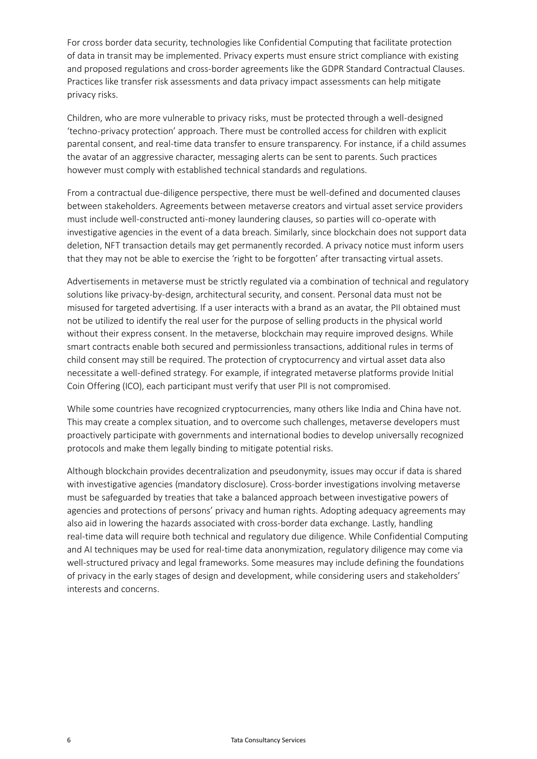For cross border data security, technologies like Confidential Computing that facilitate protection of data in transit may be implemented. Privacy experts must ensure strict compliance with existing and proposed regulations and cross-border agreements like the GDPR Standard Contractual Clauses. Practices like transfer risk assessments and data privacy impact assessments can help mitigate privacy risks.

Children, who are more vulnerable to privacy risks, must be protected through a well-designed 'techno-privacy protection' approach. There must be controlled access for children with explicit parental consent, and real-time data transfer to ensure transparency. For instance, if a child assumes the avatar of an aggressive character, messaging alerts can be sent to parents. Such practices however must comply with established technical standards and regulations.

From a contractual due-diligence perspective, there must be well-defined and documented clauses between stakeholders. Agreements between metaverse creators and virtual asset service providers must include well-constructed anti-money laundering clauses, so parties will co-operate with investigative agencies in the event of a data breach. Similarly, since blockchain does not support data deletion, NFT transaction details may get permanently recorded. A privacy notice must inform users that they may not be able to exercise the 'right to be forgotten' after transacting virtual assets.

Advertisements in metaverse must be strictly regulated via a combination of technical and regulatory solutions like privacy-by-design, architectural security, and consent. Personal data must not be misused for targeted advertising. If a user interacts with a brand as an avatar, the PII obtained must not be utilized to identify the real user for the purpose of selling products in the physical world without their express consent. In the metaverse, blockchain may require improved designs. While smart contracts enable both secured and permissionless transactions, additional rules in terms of child consent may still be required. The protection of cryptocurrency and virtual asset data also necessitate a well-defined strategy. For example, if integrated metaverse platforms provide Initial Coin Offering (ICO), each participant must verify that user PII is not compromised.

While some countries have recognized cryptocurrencies, many others like India and China have not. This may create a complex situation, and to overcome such challenges, metaverse developers must proactively participate with governments and international bodies to develop universally recognized protocols and make them legally binding to mitigate potential risks.

Although blockchain provides decentralization and pseudonymity, issues may occur if data is shared with investigative agencies (mandatory disclosure). Cross-border investigations involving metaverse must be safeguarded by treaties that take a balanced approach between investigative powers of agencies and protections of persons' privacy and human rights. Adopting adequacy agreements may also aid in lowering the hazards associated with cross-border data exchange. Lastly, handling real-time data will require both technical and regulatory due diligence. While Confidential Computing and AI techniques may be used for real-time data anonymization, regulatory diligence may come via well-structured privacy and legal frameworks. Some measures may include defining the foundations of privacy in the early stages of design and development, while considering users and stakeholders' interests and concerns.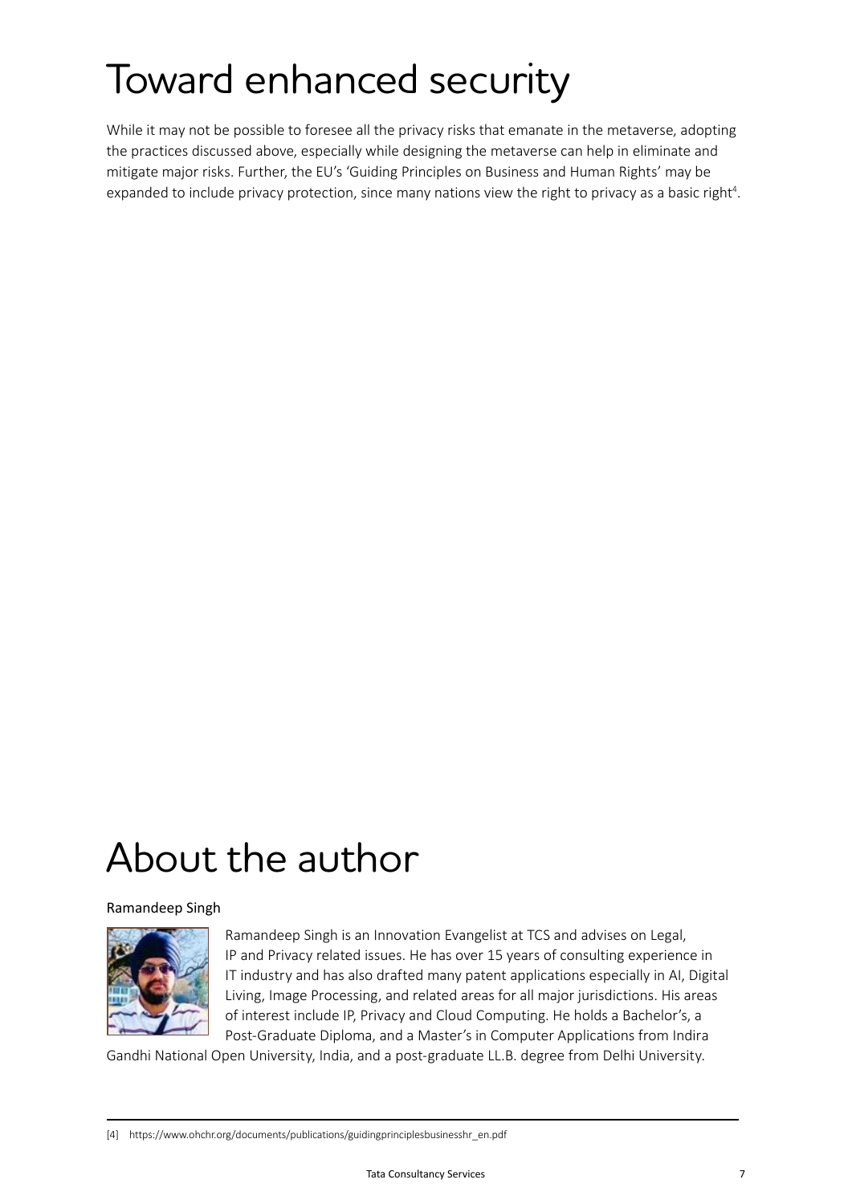# Toward enhanced security

While it may not be possible to foresee all the privacy risks that emanate in the metaverse, adopting the practices discussed above, especially while designing the metaverse can help in eliminate and mitigate major risks. Further, the EU's 'Guiding Principles on Business and Human Rights' may be expanded to include privacy protection, since many nations view the right to privacy as a basic right[4].

# About the author

Ramandeep Singh

Ramandeep Singh is an Innovation Evangelist at TCS and advises on Legal, IP and Privacy related issues. He has over 15 years of consulting experience in IT industry and has also drafted many patent applications especially in AI, Digital Living, Image Processing, and related areas for all major jurisdictions. His areas of interest include IP, Privacy and Cloud Computing. He holds a Bachelor's, a Post-Graduate Diploma, and a Master's in Computer Applications from Indira Gandhi National Open University, India, and a post-graduate LL.B. degree from Delhi University.

---

[4] https://www.ohchr.org/documents/publications/guidingprinciplesbusinesshr_en.pdf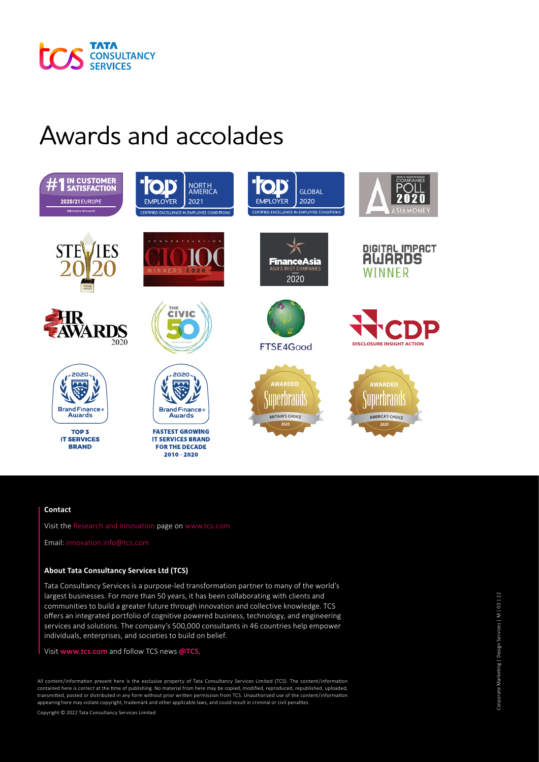# Awards and accolades

#1 IN CUSTOMER SATISFACTION
2020/21 EUROPE
Whitelane Research

Top EMPLOYER NORTH AMERICA 2021
CERTIFIED EXCELLENCE IN EMPLOYEE CONDITIONS

Top EMPLOYER GLOBAL 2020
CERTIFIED EXCELLENCE IN EMPLOYEE CONDITIONS

ASIA'S OUTSTANDING COMPANIES POLL 2020
ASIAMONEY

STEVIES 2020

CONGRATULATIONS CIO100 WINNERS 2020

FinanceAsia
ASIA'S BEST COMPANIES
2020

DIGITAL IMPACT AWARDS WINNER

CANADIAN HR AWARDS 2020

THE CIVIC 50

FTSE4Good

CDP
DISCLOSURE INSIGHT ACTION

2020 Brand Finance® Awards
TOP 3 IT SERVICES BRAND

2020 Brand Finance® Awards
FASTEST GROWING IT SERVICES BRAND FOR THE DECADE 2010 - 2020

AWARDED Superbrands
BRITAIN'S CHOICE 2020

AWARDED Superbrands
AMERICA'S CHOICE 2020

**Contact**

Visit the Research and Innovation page on www.tcs.com

Email: innovation.info@tcs.com

**About Tata Consultancy Services Ltd (TCS)**

Tata Consultancy Services is a purpose-led transformation partner to many of the world's largest businesses. For more than 50 years, it has been collaborating with clients and communities to build a greater future through innovation and collective knowledge. TCS offers an integrated portfolio of cognitive powered business, technology, and engineering services and solutions. The company's 500,000 consultants in 46 countries help empower individuals, enterprises, and societies to build on belief.

Visit **www.tcs.com** and follow TCS news **@TCS**.

All content/information present here is the exclusive property of Tata Consultancy Services Limited (TCS). The content/information contained here is correct at the time of publishing. No material from here may be copied, modified, reproduced, republished, uploaded, transmitted, posted or distributed in any form without prior written permission from TCS. Unauthorized use of the content/information appearing here may violate copyright, trademark and other applicable laws, and could result in criminal or civil penalties.

Copyright © 2022 Tata Consultancy Services Limited

Corporate Marketing | Design Services | M | 03 | 22